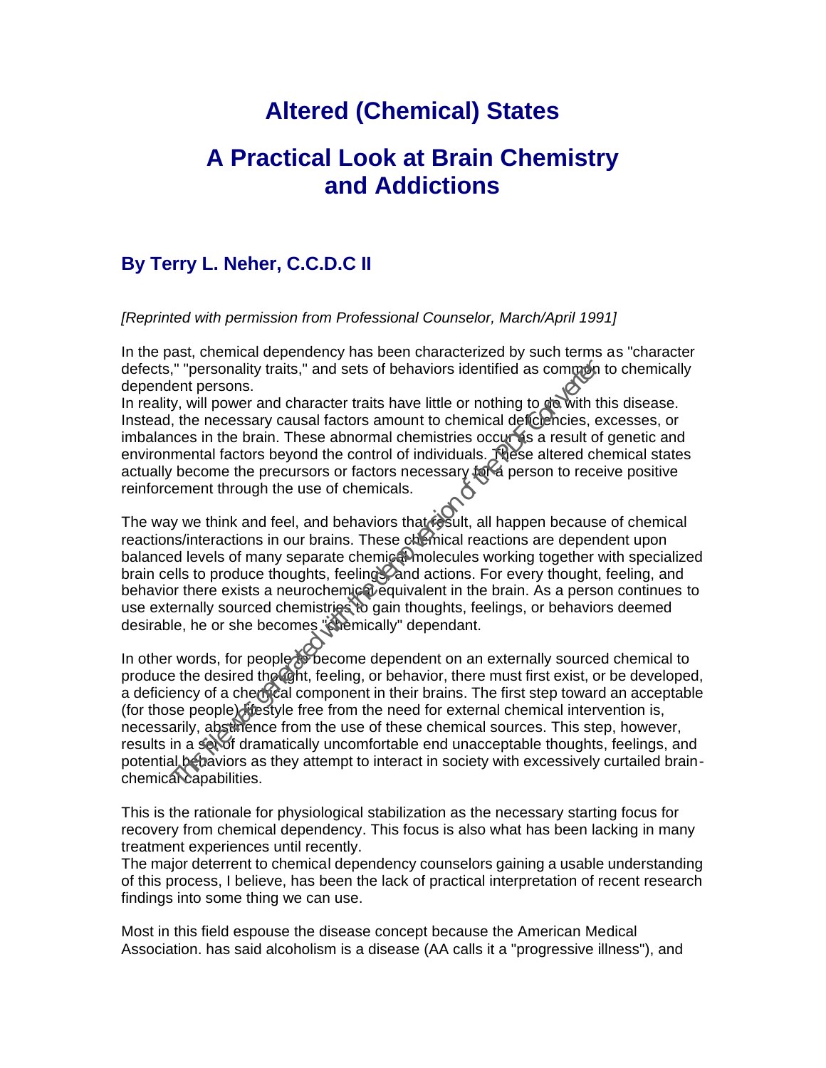# Altered (Chemical) States

# A Practical Look at Brain Chemistry and Addictions

## By Terry L. Neher, C.C.D.C II

*[Reprinted with permission from Professional Counselor, March/April 1991]*

In the past, chemical dependency has been characterized by such terms as "character defects," "personality traits," and sets of behaviors identified as common to chemically dependent persons.
In reality, will power and character traits have little or nothing to do with this disease. Instead, the necessary causal factors amount to chemical deficiencies, excesses, or imbalances in the brain. These abnormal chemistries occur as a result of genetic and environmental factors beyond the control of individuals. These altered chemical states actually become the precursors or factors necessary for a person to receive positive reinforcement through the use of chemicals.

The way we think and feel, and behaviors that result, all happen because of chemical reactions/interactions in our brains. These chemical reactions are dependent upon balanced levels of many separate chemical molecules working together with specialized brain cells to produce thoughts, feelings, and actions. For every thought, feeling, and behavior there exists a neurochemical equivalent in the brain. As a person continues to use externally sourced chemistries to gain thoughts, feelings, or behaviors deemed desirable, he or she becomes "chemically" dependant.

In other words, for people to become dependent on an externally sourced chemical to produce the desired thought, feeling, or behavior, there must first exist, or be developed, a deficiency of a chemical component in their brains. The first step toward an acceptable (for those people) lifestyle free from the need for external chemical intervention is, necessarily, abstinence from the use of these chemical sources. This step, however, results in a set of dramatically uncomfortable end unacceptable thoughts, feelings, and potential behaviors as they attempt to interact in society with excessively curtailed brain-chemical capabilities.

This is the rationale for physiological stabilization as the necessary starting focus for recovery from chemical dependency. This focus is also what has been lacking in many treatment experiences until recently.
The major deterrent to chemical dependency counselors gaining a usable understanding of this process, I believe, has been the lack of practical interpretation of recent research findings into some thing we can use.

Most in this field espouse the disease concept because the American Medical Association. has said alcoholism is a disease (AA calls it a "progressive illness"), and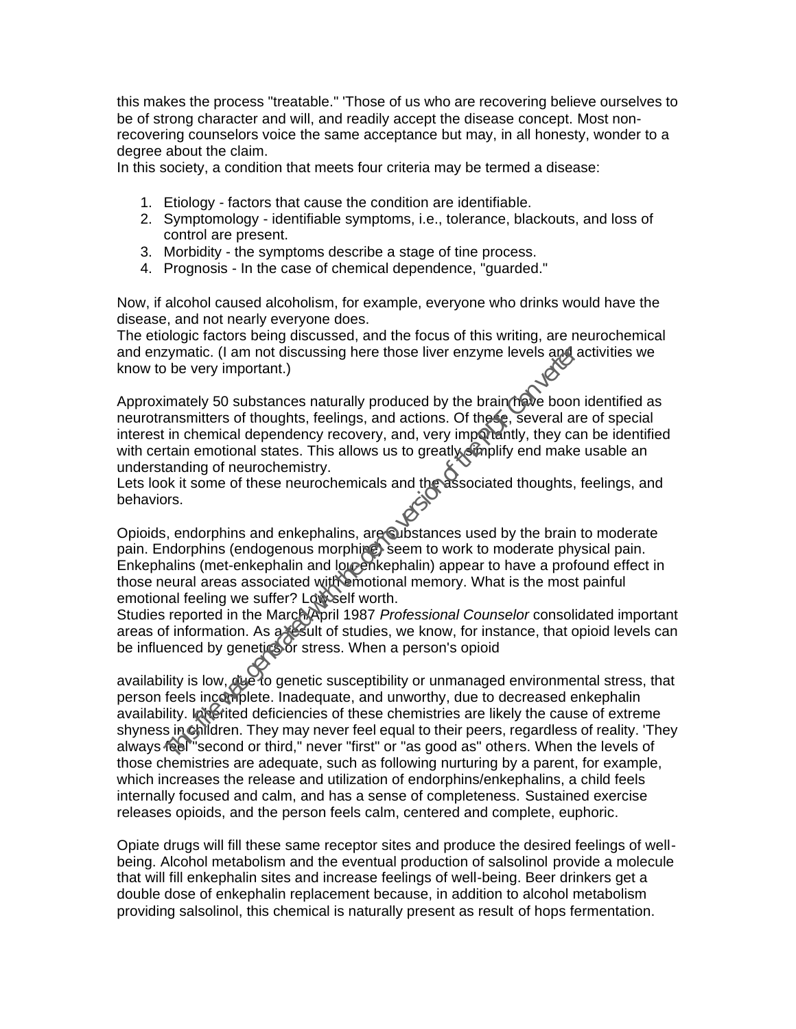this makes the process "treatable." 'Those of us who are recovering believe ourselves to be of strong character and will, and readily accept the disease concept. Most non-recovering counselors voice the same acceptance but may, in all honesty, wonder to a degree about the claim.
In this society, a condition that meets four criteria may be termed a disease:

1. Etiology - factors that cause the condition are identifiable.
2. Symptomology - identifiable symptoms, i.e., tolerance, blackouts, and loss of control are present.
3. Morbidity - the symptoms describe a stage of tine process.
4. Prognosis - In the case of chemical dependence, "guarded."

Now, if alcohol caused alcoholism, for example, everyone who drinks would have the disease, and not nearly everyone does.
The etiologic factors being discussed, and the focus of this writing, are neurochemical and enzymatic. (I am not discussing here those liver enzyme levels and activities we know to be very important.)

Approximately 50 substances naturally produced by the brain have boon identified as neurotransmitters of thoughts, feelings, and actions. Of these, several are of special interest in chemical dependency recovery, and, very importantly, they can be identified with certain emotional states. This allows us to greatly simplify end make usable an understanding of neurochemistry.
Lets look it some of these neurochemicals and the associated thoughts, feelings, and behaviors.

Opioids, endorphins and enkephalins, are substances used by the brain to moderate pain. Endorphins (endogenous morphine) seem to work to moderate physical pain. Enkephalins (met-enkephalin and lou-enkephalin) appear to have a profound effect in those neural areas associated with emotional memory. What is the most painful emotional feeling we suffer? Low self worth.
Studies reported in the March/April 1987 *Professional Counselor* consolidated important areas of information. As a result of studies, we know, for instance, that opioid levels can be influenced by genetics or stress. When a person's opioid

availability is low, due to genetic susceptibility or unmanaged environmental stress, that person feels incomplete. Inadequate, and unworthy, due to decreased enkephalin availability. Inherited deficiencies of these chemistries are likely the cause of extreme shyness in children. They may never feel equal to their peers, regardless of reality. 'They always feel "second or third," never "first" or "as good as" others. When the levels of those chemistries are adequate, such as following nurturing by a parent, for example, which increases the release and utilization of endorphins/enkephalins, a child feels internally focused and calm, and has a sense of completeness. Sustained exercise releases opioids, and the person feels calm, centered and complete, euphoric.

Opiate drugs will fill these same receptor sites and produce the desired feelings of well-being. Alcohol metabolism and the eventual production of salsolinol provide a molecule that will fill enkephalin sites and increase feelings of well-being. Beer drinkers get a double dose of enkephalin replacement because, in addition to alcohol metabolism providing salsolinol, this chemical is naturally present as result of hops fermentation.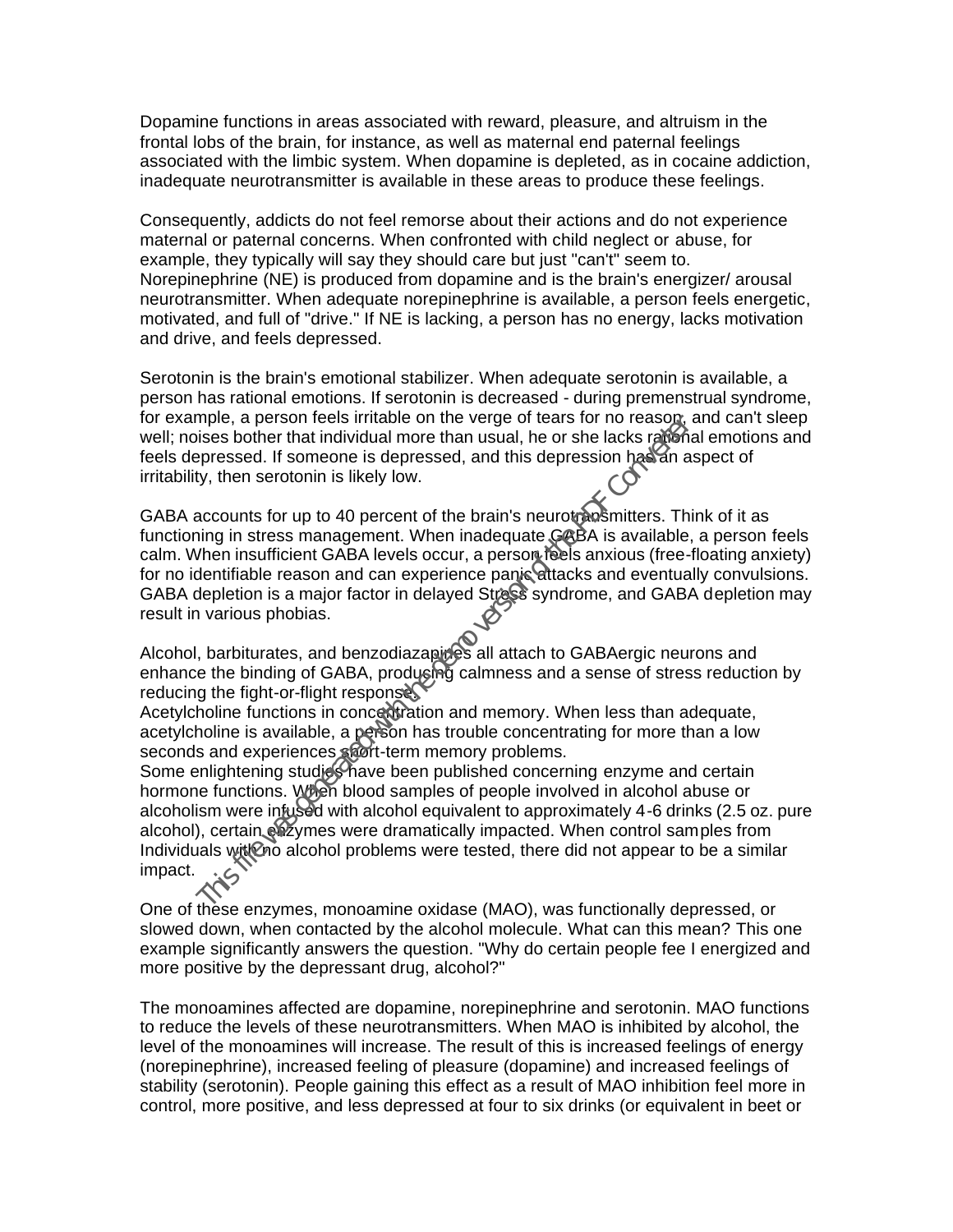Dopamine functions in areas associated with reward, pleasure, and altruism in the frontal lobs of the brain, for instance, as well as maternal end paternal feelings associated with the limbic system. When dopamine is depleted, as in cocaine addiction, inadequate neurotransmitter is available in these areas to produce these feelings.

Consequently, addicts do not feel remorse about their actions and do not experience maternal or paternal concerns. When confronted with child neglect or abuse, for example, they typically will say they should care but just "can't" seem to. Norepinephrine (NE) is produced from dopamine and is the brain's energizer/ arousal neurotransmitter. When adequate norepinephrine is available, a person feels energetic, motivated, and full of "drive." If NE is lacking, a person has no energy, lacks motivation and drive, and feels depressed.

Serotonin is the brain's emotional stabilizer. When adequate serotonin is available, a person has rational emotions. If serotonin is decreased - during premenstrual syndrome, for example, a person feels irritable on the verge of tears for no reason, and can't sleep well; noises bother that individual more than usual, he or she lacks rational emotions and feels depressed. If someone is depressed, and this depression has an aspect of irritability, then serotonin is likely low.

GABA accounts for up to 40 percent of the brain's neurotransmitters. Think of it as functioning in stress management. When inadequate GABA is available, a person feels calm. When insufficient GABA levels occur, a person feels anxious (free-floating anxiety) for no identifiable reason and can experience panic attacks and eventually convulsions. GABA depletion is a major factor in delayed Stress syndrome, and GABA depletion may result in various phobias.

Alcohol, barbiturates, and benzodiazapines all attach to GABAergic neurons and enhance the binding of GABA, producing calmness and a sense of stress reduction by reducing the fight-or-flight response.
Acetylcholine functions in concentration and memory. When less than adequate, acetylcholine is available, a person has trouble concentrating for more than a low seconds and experiences short-term memory problems.
Some enlightening studies have been published concerning enzyme and certain hormone functions. When blood samples of people involved in alcohol abuse or alcoholism were infused with alcohol equivalent to approximately 4-6 drinks (2.5 oz. pure alcohol), certain enzymes were dramatically impacted. When control samples from Individuals with no alcohol problems were tested, there did not appear to be a similar impact.

One of these enzymes, monoamine oxidase (MAO), was functionally depressed, or slowed down, when contacted by the alcohol molecule. What can this mean? This one example significantly answers the question. "Why do certain people fee I energized and more positive by the depressant drug, alcohol?"

The monoamines affected are dopamine, norepinephrine and serotonin. MAO functions to reduce the levels of these neurotransmitters. When MAO is inhibited by alcohol, the level of the monoamines will increase. The result of this is increased feelings of energy (norepinephrine), increased feeling of pleasure (dopamine) and increased feelings of stability (serotonin). People gaining this effect as a result of MAO inhibition feel more in control, more positive, and less depressed at four to six drinks (or equivalent in beet or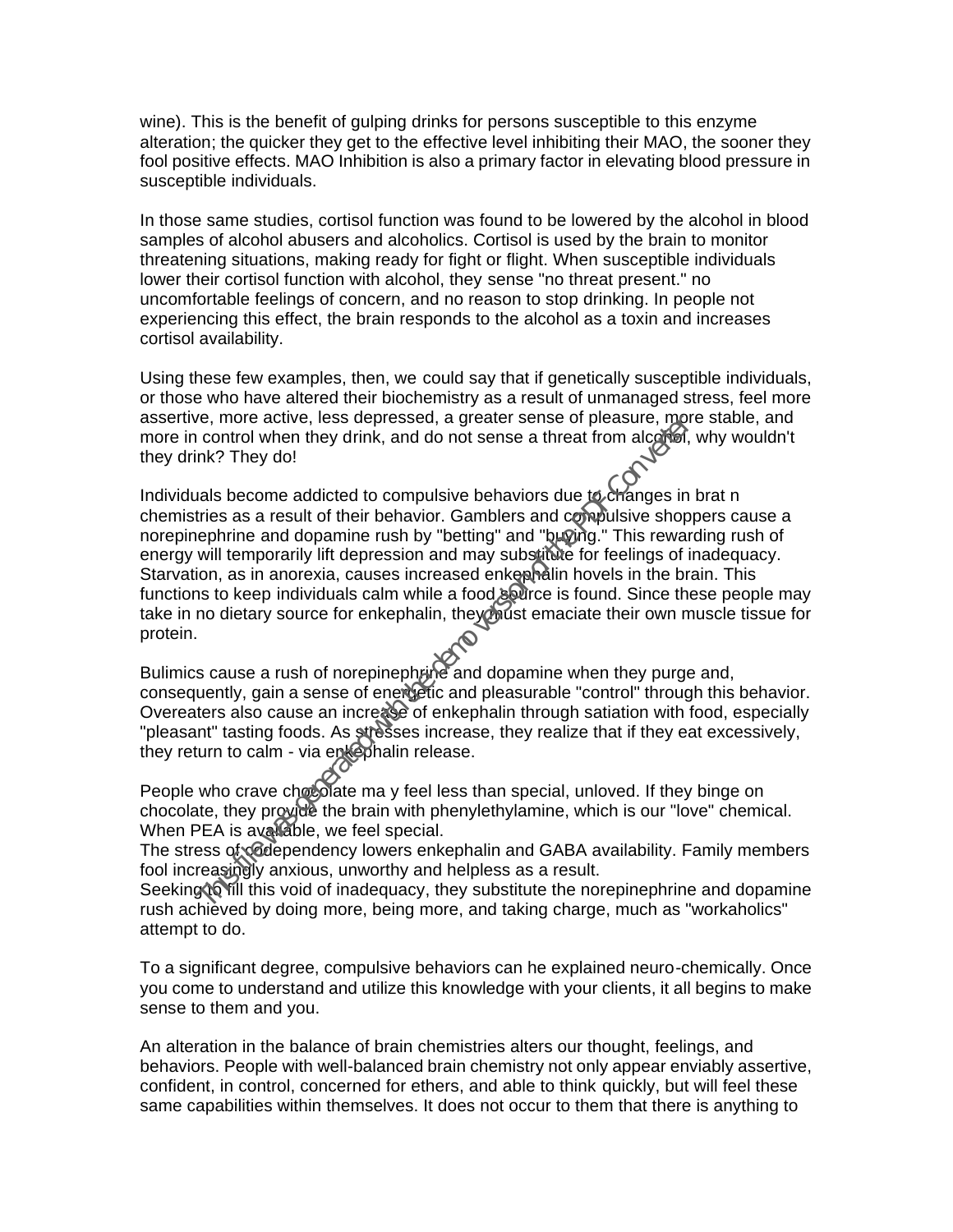wine). This is the benefit of gulping drinks for persons susceptible to this enzyme alteration; the quicker they get to the effective level inhibiting their MAO, the sooner they fool positive effects. MAO Inhibition is also a primary factor in elevating blood pressure in susceptible individuals.

In those same studies, cortisol function was found to be lowered by the alcohol in blood samples of alcohol abusers and alcoholics. Cortisol is used by the brain to monitor threatening situations, making ready for fight or flight. When susceptible individuals lower their cortisol function with alcohol, they sense "no threat present." no uncomfortable feelings of concern, and no reason to stop drinking. In people not experiencing this effect, the brain responds to the alcohol as a toxin and increases cortisol availability.

Using these few examples, then, we could say that if genetically susceptible individuals, or those who have altered their biochemistry as a result of unmanaged stress, feel more assertive, more active, less depressed, a greater sense of pleasure, more stable, and more in control when they drink, and do not sense a threat from alcohol, why wouldn't they drink? They do!

Individuals become addicted to compulsive behaviors due to changes in brat n chemistries as a result of their behavior. Gamblers and compulsive shoppers cause a norepinephrine and dopamine rush by "betting" and "buying." This rewarding rush of energy will temporarily lift depression and may substitute for feelings of inadequacy. Starvation, as in anorexia, causes increased enkephalin hovels in the brain. This functions to keep individuals calm while a food source is found. Since these people may take in no dietary source for enkephalin, they must emaciate their own muscle tissue for protein.

Bulimics cause a rush of norepinephrine and dopamine when they purge and, consequently, gain a sense of energetic and pleasurable "control" through this behavior. Overeaters also cause an increase of enkephalin through satiation with food, especially "pleasant" tasting foods. As stresses increase, they realize that if they eat excessively, they return to calm - via enkephalin release.

People who crave chocolate ma y feel less than special, unloved. If they binge on chocolate, they provide the brain with phenylethylamine, which is our "love" chemical. When PEA is available, we feel special.
The stress of codependency lowers enkephalin and GABA availability. Family members fool increasingly anxious, unworthy and helpless as a result.
Seeking to fill this void of inadequacy, they substitute the norepinephrine and dopamine rush achieved by doing more, being more, and taking charge, much as "workaholics" attempt to do.

To a significant degree, compulsive behaviors can he explained neuro-chemically. Once you come to understand and utilize this knowledge with your clients, it all begins to make sense to them and you.

An alteration in the balance of brain chemistries alters our thought, feelings, and behaviors. People with well-balanced brain chemistry not only appear enviably assertive, confident, in control, concerned for ethers, and able to think quickly, but will feel these same capabilities within themselves. It does not occur to them that there is anything to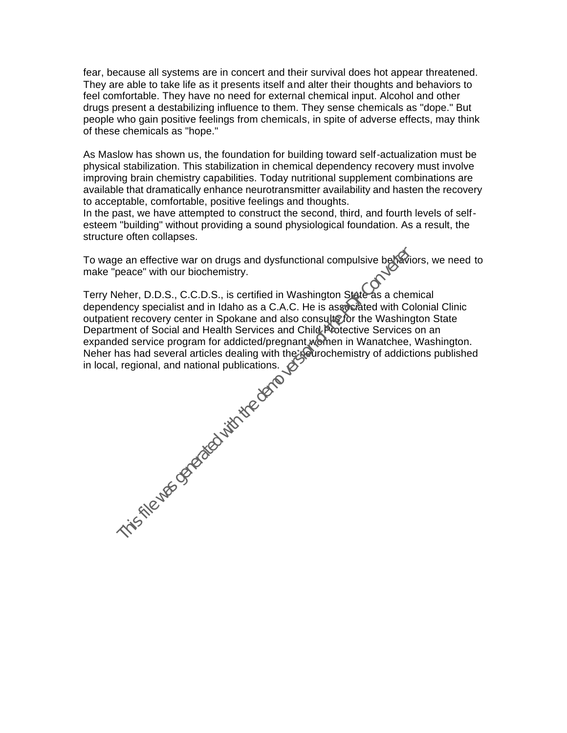fear, because all systems are in concert and their survival does hot appear threatened. They are able to take life as it presents itself and alter their thoughts and behaviors to feel comfortable. They have no need for external chemical input. Alcohol and other drugs present a destabilizing influence to them. They sense chemicals as "dope." But people who gain positive feelings from chemicals, in spite of adverse effects, may think of these chemicals as "hope."

As Maslow has shown us, the foundation for building toward self-actualization must be physical stabilization. This stabilization in chemical dependency recovery must involve improving brain chemistry capabilities. Today nutritional supplement combinations are available that dramatically enhance neurotransmitter availability and hasten the recovery to acceptable, comfortable, positive feelings and thoughts.
In the past, we have attempted to construct the second, third, and fourth levels of self-esteem "building" without providing a sound physiological foundation. As a result, the structure often collapses.

To wage an effective war on drugs and dysfunctional compulsive behaviors, we need to make "peace" with our biochemistry.

Terry Neher, D.D.S., C.C.D.S., is certified in Washington State as a chemical dependency specialist and in Idaho as a C.A.C. He is associated with Colonial Clinic outpatient recovery center in Spokane and also consults for the Washington State Department of Social and Health Services and Child Protective Services on an expanded service program for addicted/pregnant women in Wanatchee, Washington. Neher has had several articles dealing with the neurochemistry of addictions published in local, regional, and national publications.